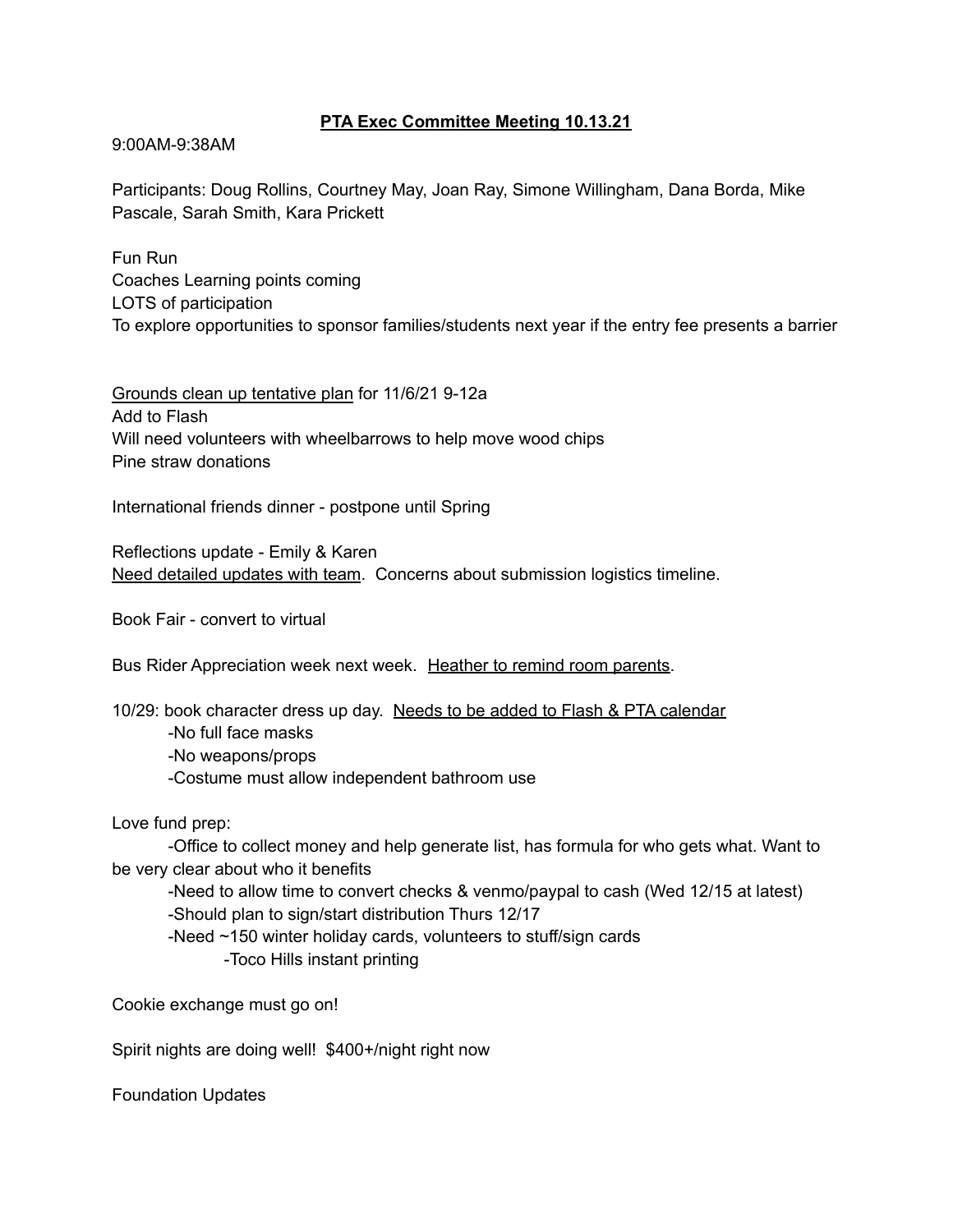# <u>PTA Exec Committee Meeting 10.13.21</u>

9:00AM-9:38AM

Participants: Doug Rollins, Courtney May, Joan Ray, Simone Willingham, Dana Borda, Mike Pascale, Sarah Smith, Kara Prickett

Fun Run
Coaches Learning points coming
LOTS of participation
To explore opportunities to sponsor families/students next year if the entry fee presents a barrier

<u>Grounds clean up tentative plan</u> for 11/6/21 9-12a
Add to Flash
Will need volunteers with wheelbarrows to help move wood chips
Pine straw donations

International friends dinner - postpone until Spring

Reflections update - Emily & Karen
<u>Need detailed updates with team</u>. Concerns about submission logistics timeline.

Book Fair - convert to virtual

Bus Rider Appreciation week next week. <u>Heather to remind room parents</u>.

10/29: book character dress up day. <u>Needs to be added to Flash & PTA calendar</u>

- No full face masks
- No weapons/props
- Costume must allow independent bathroom use

Love fund prep:

- Office to collect money and help generate list, has formula for who gets what. Want to be very clear about who it benefits
- Need to allow time to convert checks & venmo/paypal to cash (Wed 12/15 at latest)
- Should plan to sign/start distribution Thurs 12/17
- Need ~150 winter holiday cards, volunteers to stuff/sign cards
    - Toco Hills instant printing

Cookie exchange must go on!

Spirit nights are doing well! $400+/night right now

Foundation Updates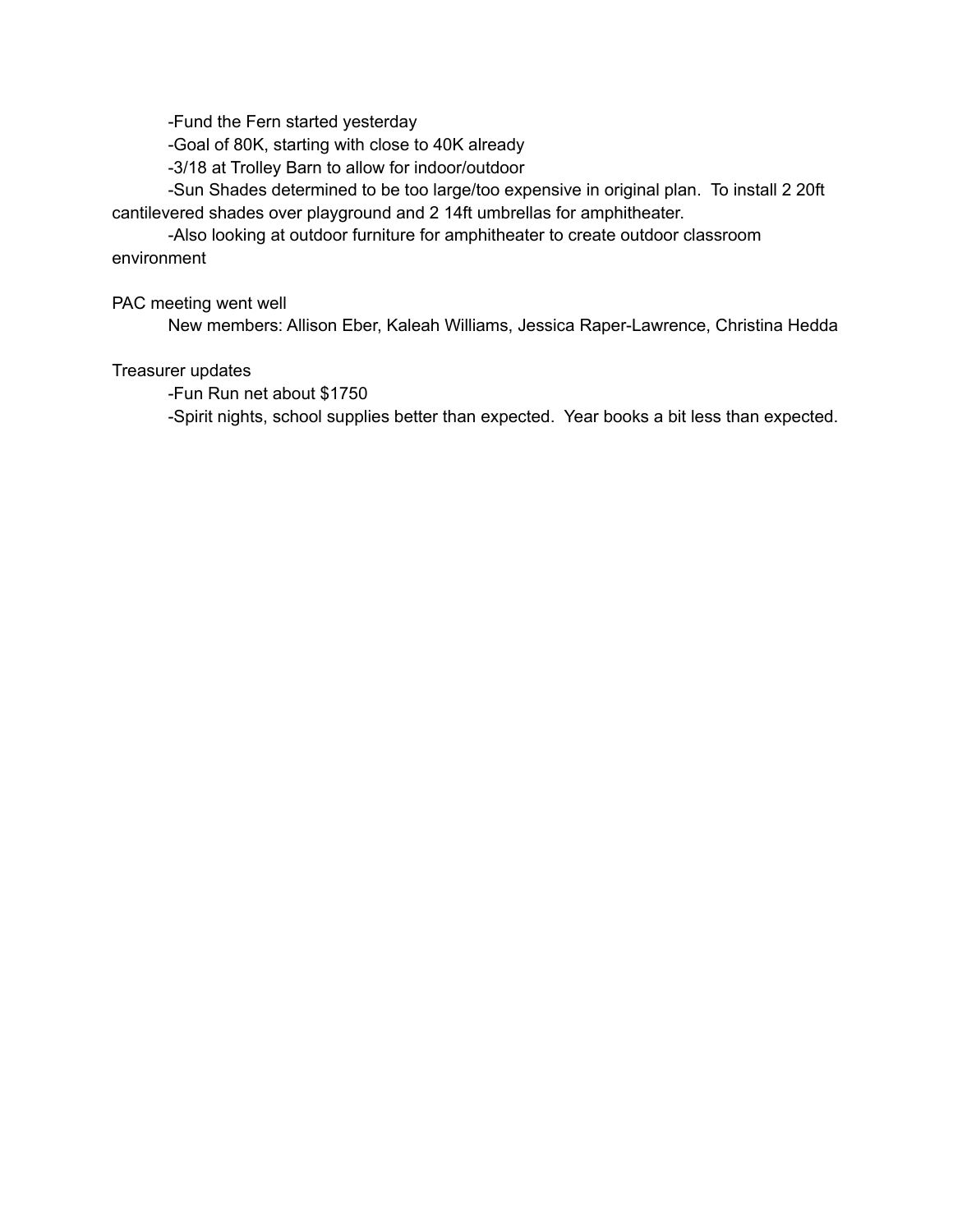- -Fund the Fern started yesterday
- -Goal of 80K, starting with close to 40K already
- -3/18 at Trolley Barn to allow for indoor/outdoor
- -Sun Shades determined to be too large/too expensive in original plan. To install 2 20ft cantilevered shades over playground and 2 14ft umbrellas for amphitheater.
- -Also looking at outdoor furniture for amphitheater to create outdoor classroom environment

PAC meeting went well

- New members: Allison Eber, Kaleah Williams, Jessica Raper-Lawrence, Christina Hedda

Treasurer updates

- -Fun Run net about $1750
- -Spirit nights, school supplies better than expected. Year books a bit less than expected.